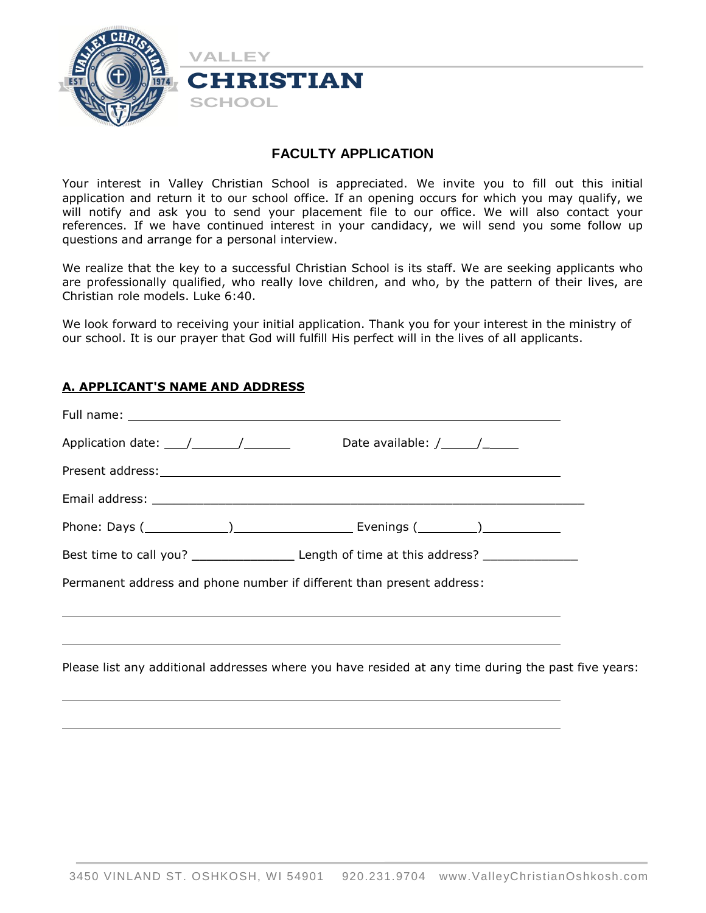VALLEY
# CHRISTIAN
SCHOOL

## FACULTY APPLICATION

Your interest in Valley Christian School is appreciated. We invite you to fill out this initial application and return it to our school office. If an opening occurs for which you may qualify, we will notify and ask you to send your placement file to our office. We will also contact your references. If we have continued interest in your candidacy, we will send you some follow up questions and arrange for a personal interview.

We realize that the key to a successful Christian School is its staff. We are seeking applicants who are professionally qualified, who really love children, and who, by the pattern of their lives, are Christian role models. Luke 6:40.

We look forward to receiving your initial application. Thank you for your interest in the ministry of our school. It is our prayer that God will fulfill His perfect will in the lives of all applicants.

### A. APPLICANT'S NAME AND ADDRESS

Full name: ______________________________________________

Application date: ___/______/______     Date available: /_____/_____

Present address: ______________________________________________

Email address: ______________________________________________

Phone: Days (__________)______________ Evenings (________)__________

Best time to call you? ______________ Length of time at this address? _____________

Permanent address and phone number if different than present address:

______________________________________________

______________________________________________

Please list any additional addresses where you have resided at any time during the past five years:

______________________________________________

______________________________________________

3450 VINLAND ST. OSHKOSH, WI 54901   920.231.9704   www.ValleyChristianOshkosh.com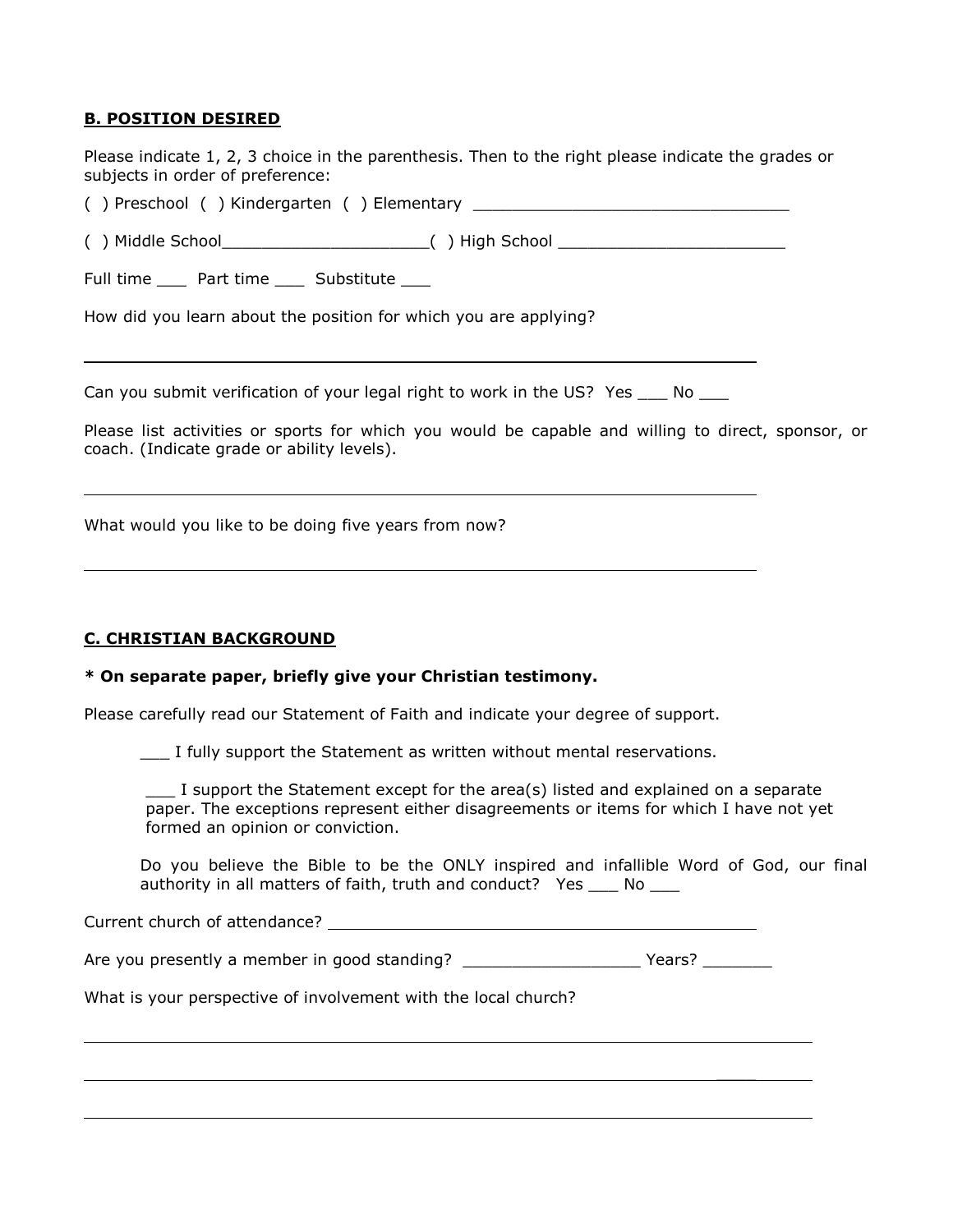**B. POSITION DESIRED**

Please indicate 1, 2, 3 choice in the parenthesis. Then to the right please indicate the grades or subjects in order of preference:

( ) Preschool ( ) Kindergarten ( ) Elementary _________________________________

( ) Middle School_____________________( ) High School _______________________

Full time ___ Part time ___ Substitute ___

How did you learn about the position for which you are applying?

_______________________________________________________________________

Can you submit verification of your legal right to work in the US? Yes ___ No ___

Please list activities or sports for which you would be capable and willing to direct, sponsor, or coach. (Indicate grade or ability levels).

_______________________________________________________________________

What would you like to be doing five years from now?

_______________________________________________________________________

**C. CHRISTIAN BACKGROUND**

**\* On separate paper, briefly give your Christian testimony.**

Please carefully read our Statement of Faith and indicate your degree of support.

___ I fully support the Statement as written without mental reservations.

___ I support the Statement except for the area(s) listed and explained on a separate paper. The exceptions represent either disagreements or items for which I have not yet formed an opinion or conviction.

Do you believe the Bible to be the ONLY inspired and infallible Word of God, our final authority in all matters of faith, truth and conduct? Yes ___ No ___

Current church of attendance? _____________________________________________

Are you presently a member in good standing? __________________ Years? _______

What is your perspective of involvement with the local church?

_______________________________________________________________________

_______________________________________________________________________

_______________________________________________________________________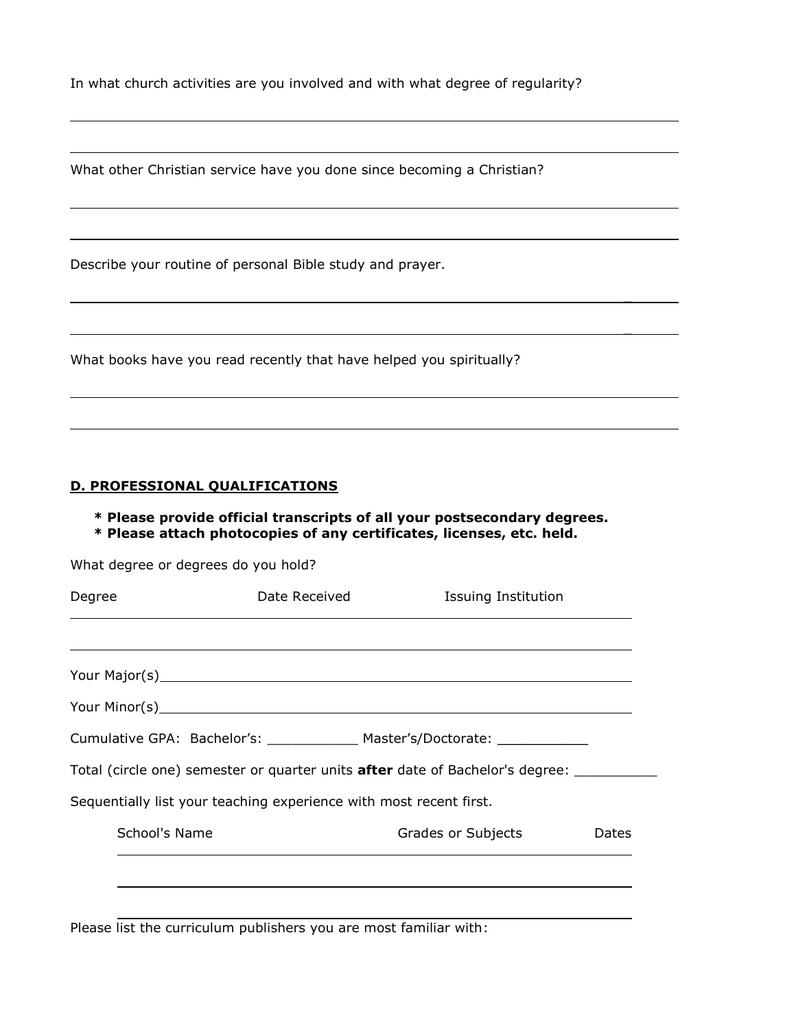In what church activities are you involved and with what degree of regularity?

What other Christian service have you done since becoming a Christian?

Describe your routine of personal Bible study and prayer.

What books have you read recently that have helped you spiritually?

## D. PROFESSIONAL QUALIFICATIONS

**\* Please provide official transcripts of all your postsecondary degrees.**
**\* Please attach photocopies of any certificates, licenses, etc. held.**

What degree or degrees do you hold?

| Degree | Date Received | Issuing Institution |
|---|---|---|
| | | |
| | | |

Your Major(s)\_\_\_\_\_\_\_\_\_\_\_\_\_\_\_\_\_\_\_\_\_\_\_\_\_\_\_\_\_\_\_\_\_\_\_\_\_\_\_\_\_\_\_\_\_\_\_\_

Your Minor(s)\_\_\_\_\_\_\_\_\_\_\_\_\_\_\_\_\_\_\_\_\_\_\_\_\_\_\_\_\_\_\_\_\_\_\_\_\_\_\_\_\_\_\_\_\_\_\_\_

Cumulative GPA: Bachelor's: \_\_\_\_\_\_\_\_\_\_\_ Master's/Doctorate: \_\_\_\_\_\_\_\_\_\_\_

Total (circle one) semester or quarter units **after** date of Bachelor's degree: \_\_\_\_\_\_\_\_\_\_

Sequentially list your teaching experience with most recent first.

| School's Name | Grades or Subjects | Dates |
|---|---|---|
| | | |
| | | |
| | | |

Please list the curriculum publishers you are most familiar with: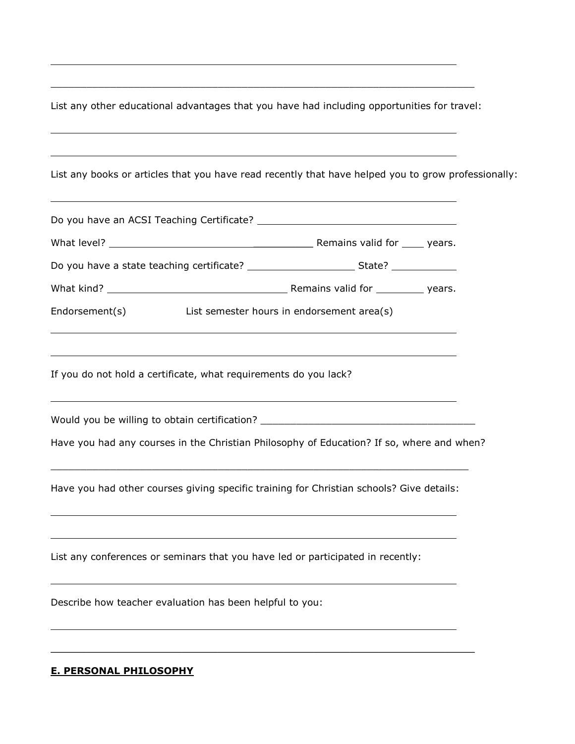List any other educational advantages that you have had including opportunities for travel:

List any books or articles that you have read recently that have helped you to grow professionally:

Do you have an ACSI Teaching Certificate? ____________________________________

What level? ____________________________________ Remains valid for ____ years.

Do you have a state teaching certificate? ____________________ State? ____________

What kind? ____________________________________ Remains valid for _________ years.

Endorsement(s)                List semester hours in endorsement area(s)

If you do not hold a certificate, what requirements do you lack?

Would you be willing to obtain certification? ______________________________________

Have you had any courses in the Christian Philosophy of Education? If so, where and when?

Have you had other courses giving specific training for Christian schools? Give details:

List any conferences or seminars that you have led or participated in recently:

Describe how teacher evaluation has been helpful to you:

## E. PERSONAL PHILOSOPHY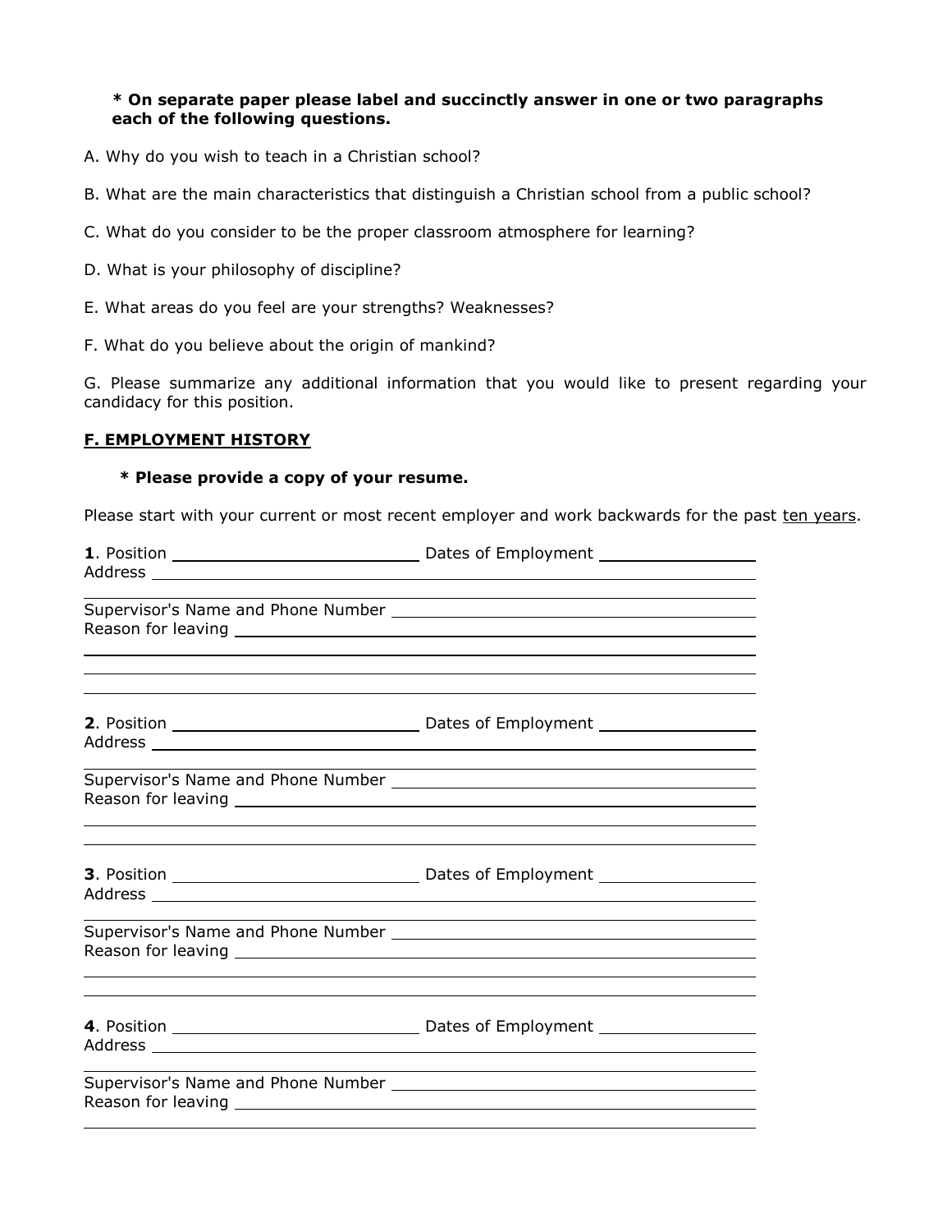**\* On separate paper please label and succinctly answer in one or two paragraphs each of the following questions.**

A. Why do you wish to teach in a Christian school?

B. What are the main characteristics that distinguish a Christian school from a public school?

C. What do you consider to be the proper classroom atmosphere for learning?

D. What is your philosophy of discipline?

E. What areas do you feel are your strengths? Weaknesses?

F. What do you believe about the origin of mankind?

G. Please summarize any additional information that you would like to present regarding your candidacy for this position.

## <u>F. EMPLOYMENT HISTORY</u>

**\* Please provide a copy of your resume.**

Please start with your current or most recent employer and work backwards for the past <u>ten years</u>.

**1**. Position ____________________ Dates of Employment ______________
Address ______________________________________________

______________________________________________________
Supervisor's Name and Phone Number ______________________________
Reason for leaving ______________________________________________

______________________________________________________

______________________________________________________

______________________________________________________

**2**. Position ____________________ Dates of Employment ______________
Address ______________________________________________

______________________________________________________
Supervisor's Name and Phone Number ______________________________
Reason for leaving ______________________________________________

______________________________________________________

______________________________________________________

**3**. Position ____________________ Dates of Employment ______________
Address ______________________________________________

______________________________________________________
Supervisor's Name and Phone Number ______________________________
Reason for leaving ______________________________________________

______________________________________________________

______________________________________________________

**4**. Position ____________________ Dates of Employment ______________
Address ______________________________________________

______________________________________________________
Supervisor's Name and Phone Number ______________________________
Reason for leaving ______________________________________________

______________________________________________________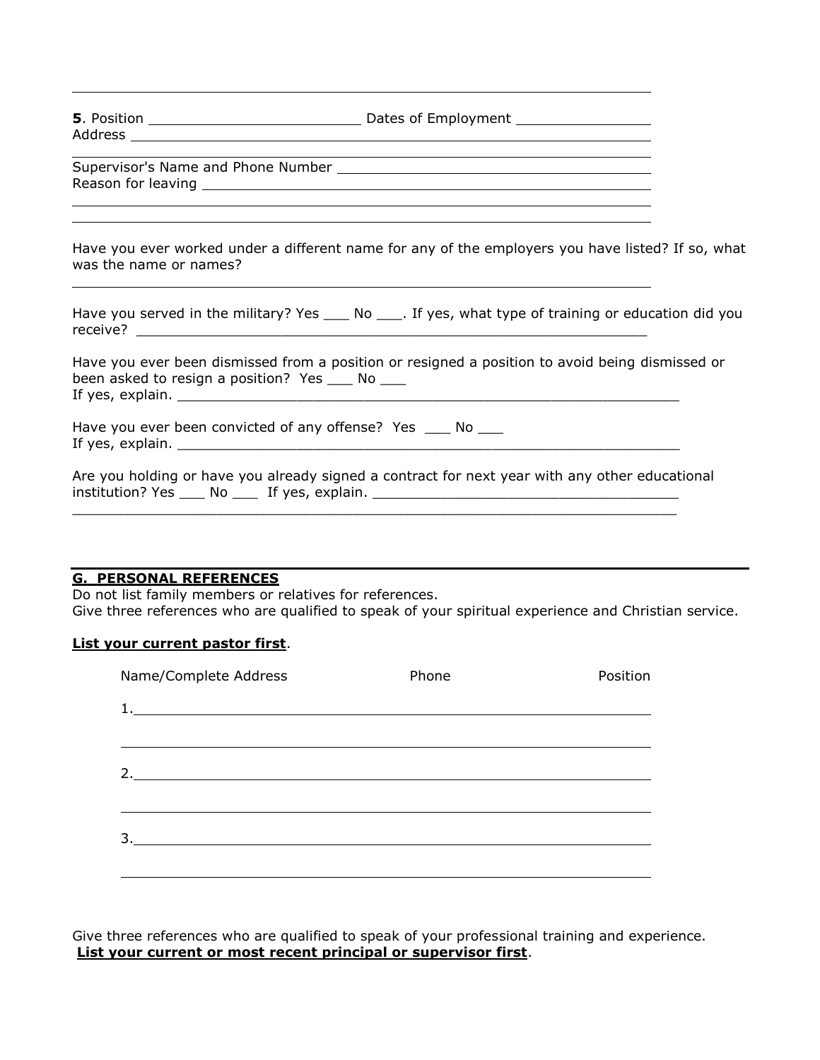**5**. Position \_\_\_\_\_\_\_\_\_\_\_\_\_\_\_\_\_\_\_\_\_\_\_\_\_\_ Dates of Employment \_\_\_\_\_\_\_\_\_\_\_\_\_\_\_\_\_\_
Address \_\_\_\_\_\_\_\_\_\_\_\_\_\_\_\_\_\_\_\_\_\_\_\_\_\_\_\_\_\_\_\_\_\_\_\_\_\_\_\_\_\_\_\_\_\_\_\_\_\_\_\_\_\_\_\_\_\_\_\_

Supervisor's Name and Phone Number \_\_\_\_\_\_\_\_\_\_\_\_\_\_\_\_\_\_\_\_\_\_\_\_\_\_\_\_\_\_\_\_\_\_\_\_\_
Reason for leaving \_\_\_\_\_\_\_\_\_\_\_\_\_\_\_\_\_\_\_\_\_\_\_\_\_\_\_\_\_\_\_\_\_\_\_\_\_\_\_\_\_\_\_\_\_\_\_\_\_\_\_\_

Have you ever worked under a different name for any of the employers you have listed? If so, what was the name or names?

Have you served in the military? Yes ___ No ___. If yes, what type of training or education did you receive? ____________________________________________________________

Have you ever been dismissed from a position or resigned a position to avoid being dismissed or been asked to resign a position? Yes ___ No ___
If yes, explain. ____________________________________________________________

Have you ever been convicted of any offense? Yes ___ No ___
If yes, explain. ____________________________________________________________

Are you holding or have you already signed a contract for next year with any other educational institution? Yes ___ No ___ If yes, explain. ____________________________________
________________________________________________________________________

## G. PERSONAL REFERENCES

Do not list family members or relatives for references.
Give three references who are qualified to speak of your spiritual experience and Christian service.

**List your current pastor first**.

| Name/Complete Address | Phone | Position |
|---|---|---|
| 1. | | |
| 2. | | |
| 3. | | |

Give three references who are qualified to speak of your professional training and experience.
**List your current or most recent principal or supervisor first**.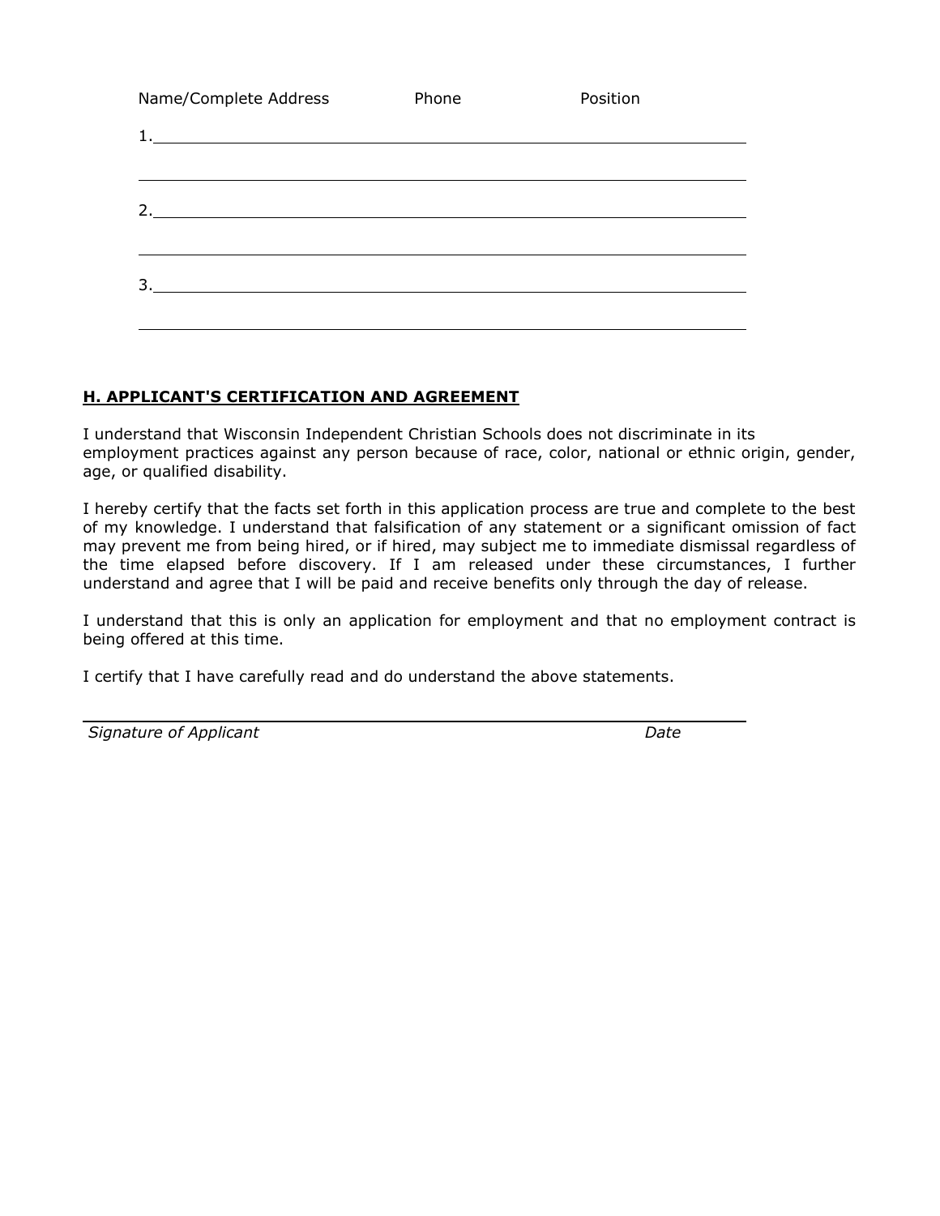Name/Complete Address Phone Position

1.\_\_\_\_\_\_\_\_\_\_\_\_\_\_\_\_\_\_\_\_\_\_\_\_\_\_\_\_\_\_\_\_\_\_\_\_\_\_\_\_\_\_\_\_\_\_\_\_\_\_\_\_\_\_\_\_

\_\_\_\_\_\_\_\_\_\_\_\_\_\_\_\_\_\_\_\_\_\_\_\_\_\_\_\_\_\_\_\_\_\_\_\_\_\_\_\_\_\_\_\_\_\_\_\_\_\_\_\_\_\_\_\_\_\_

2.\_\_\_\_\_\_\_\_\_\_\_\_\_\_\_\_\_\_\_\_\_\_\_\_\_\_\_\_\_\_\_\_\_\_\_\_\_\_\_\_\_\_\_\_\_\_\_\_\_\_\_\_\_\_\_\_

\_\_\_\_\_\_\_\_\_\_\_\_\_\_\_\_\_\_\_\_\_\_\_\_\_\_\_\_\_\_\_\_\_\_\_\_\_\_\_\_\_\_\_\_\_\_\_\_\_\_\_\_\_\_\_\_\_\_

3.\_\_\_\_\_\_\_\_\_\_\_\_\_\_\_\_\_\_\_\_\_\_\_\_\_\_\_\_\_\_\_\_\_\_\_\_\_\_\_\_\_\_\_\_\_\_\_\_\_\_\_\_\_\_\_\_

\_\_\_\_\_\_\_\_\_\_\_\_\_\_\_\_\_\_\_\_\_\_\_\_\_\_\_\_\_\_\_\_\_\_\_\_\_\_\_\_\_\_\_\_\_\_\_\_\_\_\_\_\_\_\_\_\_\_

## H. APPLICANT'S CERTIFICATION AND AGREEMENT

I understand that Wisconsin Independent Christian Schools does not discriminate in its employment practices against any person because of race, color, national or ethnic origin, gender, age, or qualified disability.

I hereby certify that the facts set forth in this application process are true and complete to the best of my knowledge. I understand that falsification of any statement or a significant omission of fact may prevent me from being hired, or if hired, may subject me to immediate dismissal regardless of the time elapsed before discovery. If I am released under these circumstances, I further understand and agree that I will be paid and receive benefits only through the day of release.

I understand that this is only an application for employment and that no employment contract is being offered at this time.

I certify that I have carefully read and do understand the above statements.

\_\_\_\_\_\_\_\_\_\_\_\_\_\_\_\_\_\_\_\_\_\_\_\_\_\_\_\_\_\_\_\_\_\_\_\_\_\_\_\_\_\_\_\_\_\_\_\_\_\_\_\_\_\_\_\_\_\_

*Signature of Applicant* *Date*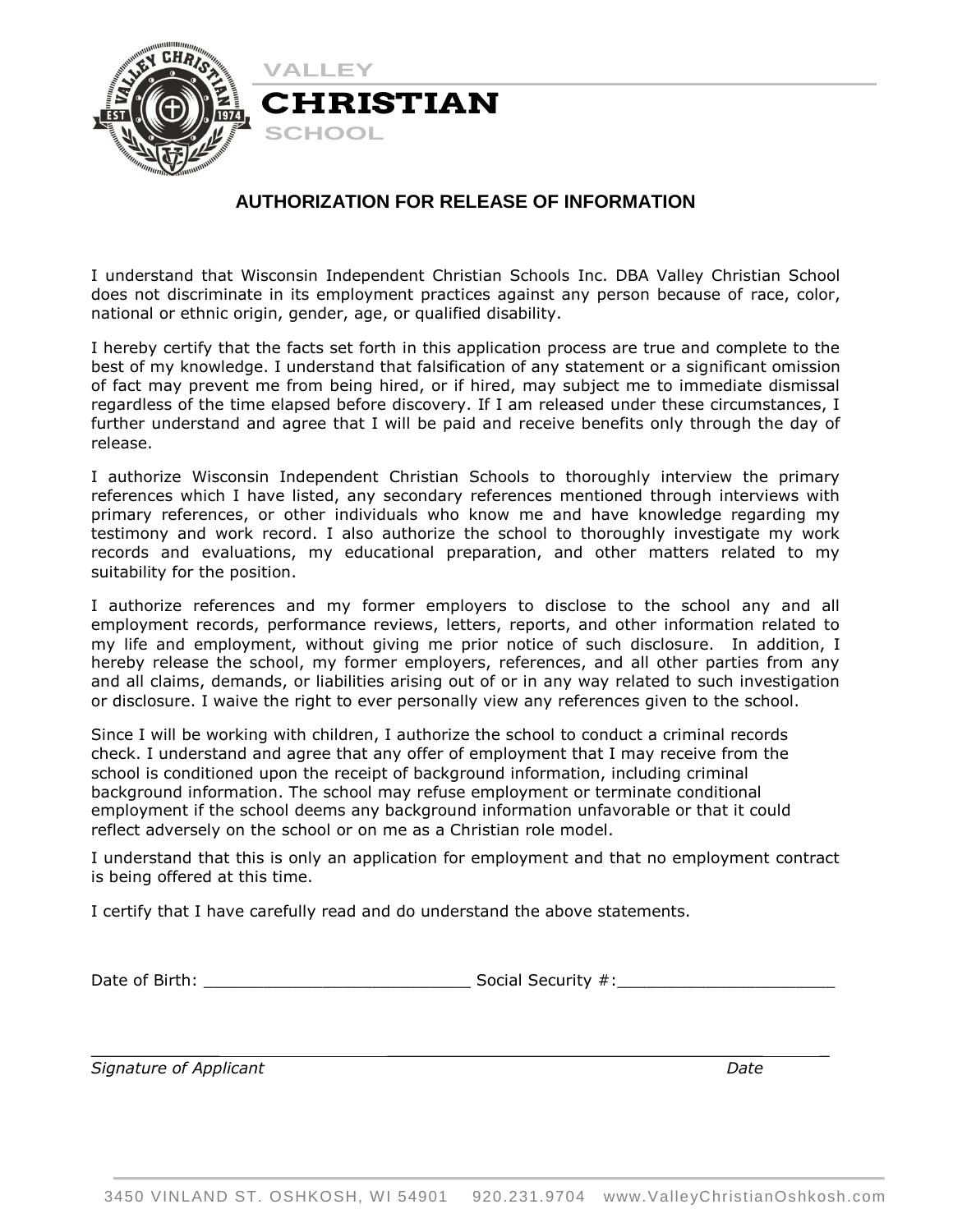VALLEY

**CHRISTIAN**

SCHOOL

## AUTHORIZATION FOR RELEASE OF INFORMATION

I understand that Wisconsin Independent Christian Schools Inc. DBA Valley Christian School does not discriminate in its employment practices against any person because of race, color, national or ethnic origin, gender, age, or qualified disability.

I hereby certify that the facts set forth in this application process are true and complete to the best of my knowledge. I understand that falsification of any statement or a significant omission of fact may prevent me from being hired, or if hired, may subject me to immediate dismissal regardless of the time elapsed before discovery. If I am released under these circumstances, I further understand and agree that I will be paid and receive benefits only through the day of release.

I authorize Wisconsin Independent Christian Schools to thoroughly interview the primary references which I have listed, any secondary references mentioned through interviews with primary references, or other individuals who know me and have knowledge regarding my testimony and work record. I also authorize the school to thoroughly investigate my work records and evaluations, my educational preparation, and other matters related to my suitability for the position.

I authorize references and my former employers to disclose to the school any and all employment records, performance reviews, letters, reports, and other information related to my life and employment, without giving me prior notice of such disclosure. In addition, I hereby release the school, my former employers, references, and all other parties from any and all claims, demands, or liabilities arising out of or in any way related to such investigation or disclosure. I waive the right to ever personally view any references given to the school.

Since I will be working with children, I authorize the school to conduct a criminal records check. I understand and agree that any offer of employment that I may receive from the school is conditioned upon the receipt of background information, including criminal background information. The school may refuse employment or terminate conditional employment if the school deems any background information unfavorable or that it could reflect adversely on the school or on me as a Christian role model.

I understand that this is only an application for employment and that no employment contract is being offered at this time.

I certify that I have carefully read and do understand the above statements.

Date of Birth: ___________________________ Social Security #:______________________

_____________________________________________________________________________

*Signature of Applicant* *Date*

3450 VINLAND ST. OSHKOSH, WI 54901 920.231.9704 www.ValleyChristianOshkosh.com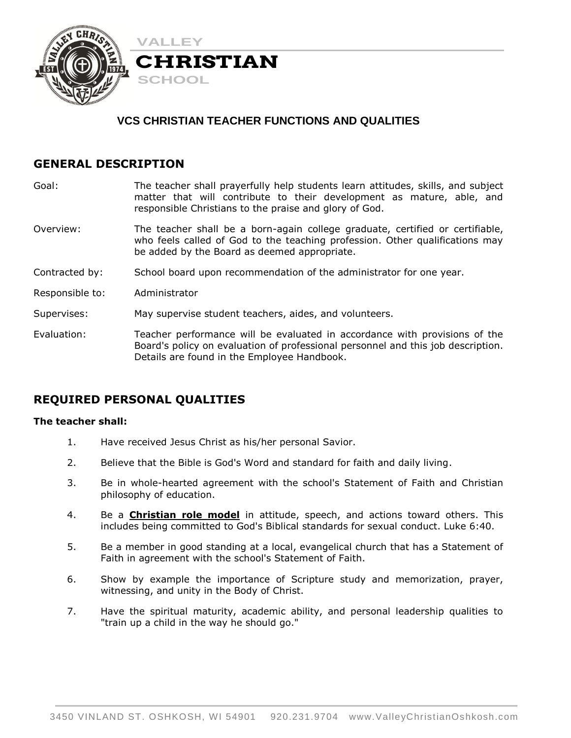VALLEY

**CHRISTIAN**

SCHOOL

## VCS CHRISTIAN TEACHER FUNCTIONS AND QUALITIES

## GENERAL DESCRIPTION

| | |
|---|---|
| Goal: | The teacher shall prayerfully help students learn attitudes, skills, and subject matter that will contribute to their development as mature, able, and responsible Christians to the praise and glory of God. |
| Overview: | The teacher shall be a born-again college graduate, certified or certifiable, who feels called of God to the teaching profession. Other qualifications may be added by the Board as deemed appropriate. |
| Contracted by: | School board upon recommendation of the administrator for one year. |
| Responsible to: | Administrator |
| Supervises: | May supervise student teachers, aides, and volunteers. |
| Evaluation: | Teacher performance will be evaluated in accordance with provisions of the Board's policy on evaluation of professional personnel and this job description. Details are found in the Employee Handbook. |

## REQUIRED PERSONAL QUALITIES

**The teacher shall:**

1. Have received Jesus Christ as his/her personal Savior.
2. Believe that the Bible is God's Word and standard for faith and daily living.
3. Be in whole-hearted agreement with the school's Statement of Faith and Christian philosophy of education.
4. Be a **Christian role model** in attitude, speech, and actions toward others. This includes being committed to God's Biblical standards for sexual conduct. Luke 6:40.
5. Be a member in good standing at a local, evangelical church that has a Statement of Faith in agreement with the school's Statement of Faith.
6. Show by example the importance of Scripture study and memorization, prayer, witnessing, and unity in the Body of Christ.
7. Have the spiritual maturity, academic ability, and personal leadership qualities to "train up a child in the way he should go."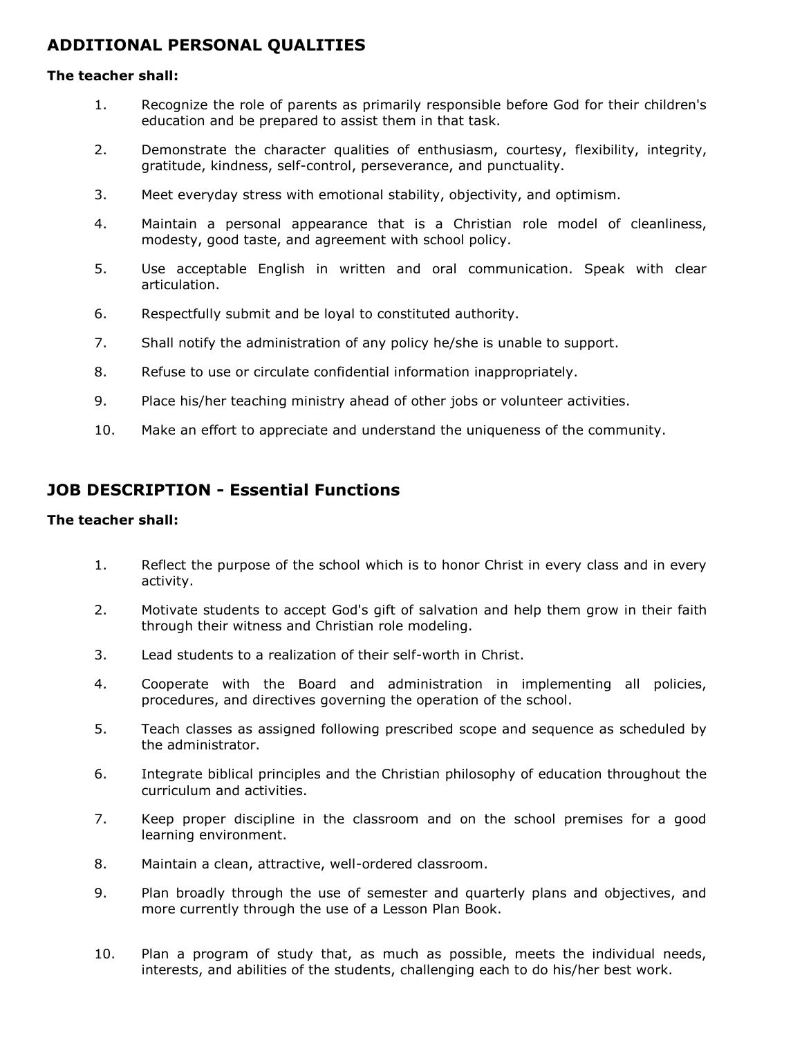## ADDITIONAL PERSONAL QUALITIES

**The teacher shall:**

1. Recognize the role of parents as primarily responsible before God for their children's education and be prepared to assist them in that task.
2. Demonstrate the character qualities of enthusiasm, courtesy, flexibility, integrity, gratitude, kindness, self-control, perseverance, and punctuality.
3. Meet everyday stress with emotional stability, objectivity, and optimism.
4. Maintain a personal appearance that is a Christian role model of cleanliness, modesty, good taste, and agreement with school policy.
5. Use acceptable English in written and oral communication. Speak with clear articulation.
6. Respectfully submit and be loyal to constituted authority.
7. Shall notify the administration of any policy he/she is unable to support.
8. Refuse to use or circulate confidential information inappropriately.
9. Place his/her teaching ministry ahead of other jobs or volunteer activities.
10. Make an effort to appreciate and understand the uniqueness of the community.

## JOB DESCRIPTION - Essential Functions

**The teacher shall:**

1. Reflect the purpose of the school which is to honor Christ in every class and in every activity.
2. Motivate students to accept God's gift of salvation and help them grow in their faith through their witness and Christian role modeling.
3. Lead students to a realization of their self-worth in Christ.
4. Cooperate with the Board and administration in implementing all policies, procedures, and directives governing the operation of the school.
5. Teach classes as assigned following prescribed scope and sequence as scheduled by the administrator.
6. Integrate biblical principles and the Christian philosophy of education throughout the curriculum and activities.
7. Keep proper discipline in the classroom and on the school premises for a good learning environment.
8. Maintain a clean, attractive, well-ordered classroom.
9. Plan broadly through the use of semester and quarterly plans and objectives, and more currently through the use of a Lesson Plan Book.
10. Plan a program of study that, as much as possible, meets the individual needs, interests, and abilities of the students, challenging each to do his/her best work.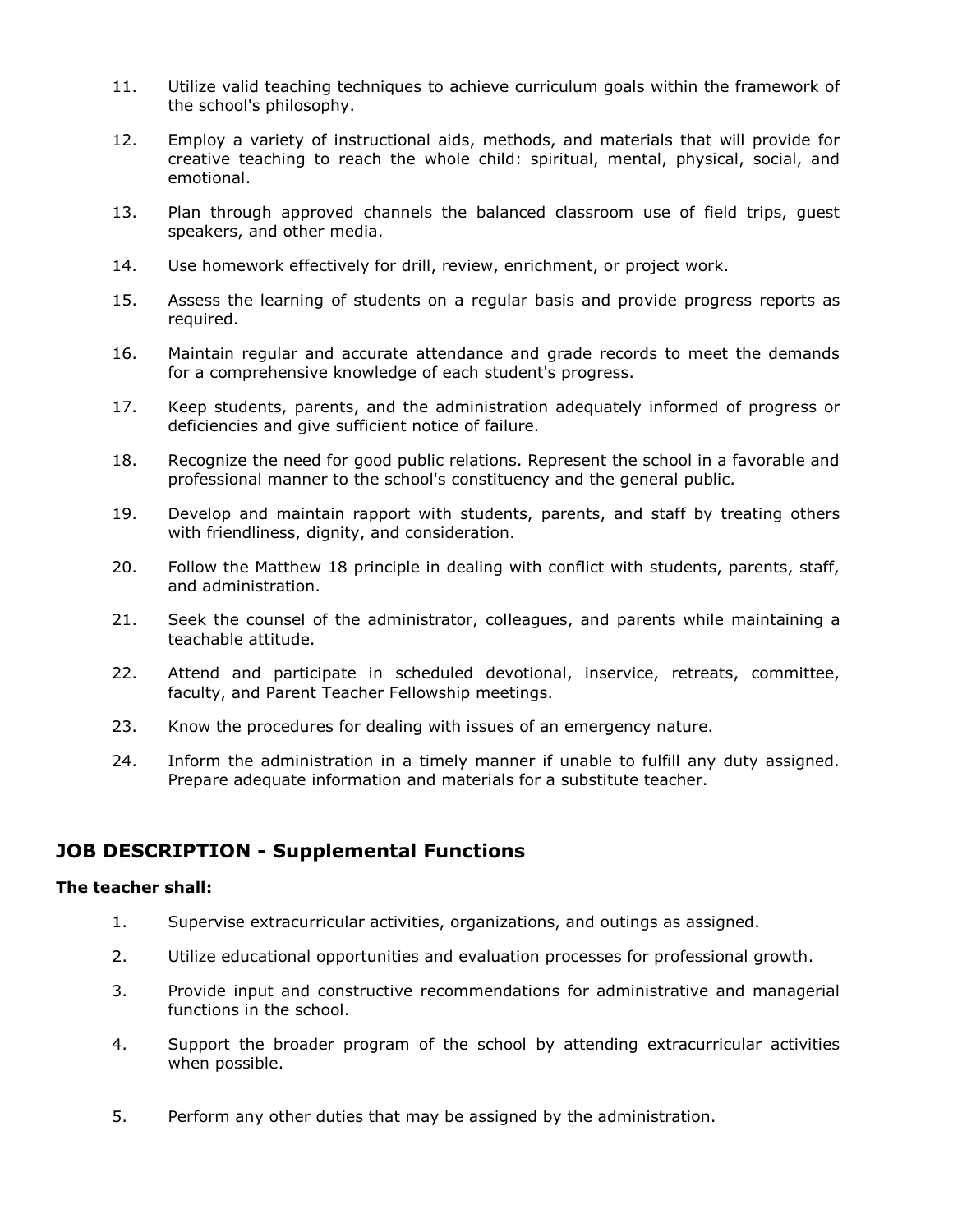11. Utilize valid teaching techniques to achieve curriculum goals within the framework of the school's philosophy.

12. Employ a variety of instructional aids, methods, and materials that will provide for creative teaching to reach the whole child: spiritual, mental, physical, social, and emotional.

13. Plan through approved channels the balanced classroom use of field trips, guest speakers, and other media.

14. Use homework effectively for drill, review, enrichment, or project work.

15. Assess the learning of students on a regular basis and provide progress reports as required.

16. Maintain regular and accurate attendance and grade records to meet the demands for a comprehensive knowledge of each student's progress.

17. Keep students, parents, and the administration adequately informed of progress or deficiencies and give sufficient notice of failure.

18. Recognize the need for good public relations. Represent the school in a favorable and professional manner to the school's constituency and the general public.

19. Develop and maintain rapport with students, parents, and staff by treating others with friendliness, dignity, and consideration.

20. Follow the Matthew 18 principle in dealing with conflict with students, parents, staff, and administration.

21. Seek the counsel of the administrator, colleagues, and parents while maintaining a teachable attitude.

22. Attend and participate in scheduled devotional, inservice, retreats, committee, faculty, and Parent Teacher Fellowship meetings.

23. Know the procedures for dealing with issues of an emergency nature.

24. Inform the administration in a timely manner if unable to fulfill any duty assigned. Prepare adequate information and materials for a substitute teacher.

## JOB DESCRIPTION - Supplemental Functions

**The teacher shall:**

1. Supervise extracurricular activities, organizations, and outings as assigned.

2. Utilize educational opportunities and evaluation processes for professional growth.

3. Provide input and constructive recommendations for administrative and managerial functions in the school.

4. Support the broader program of the school by attending extracurricular activities when possible.

5. Perform any other duties that may be assigned by the administration.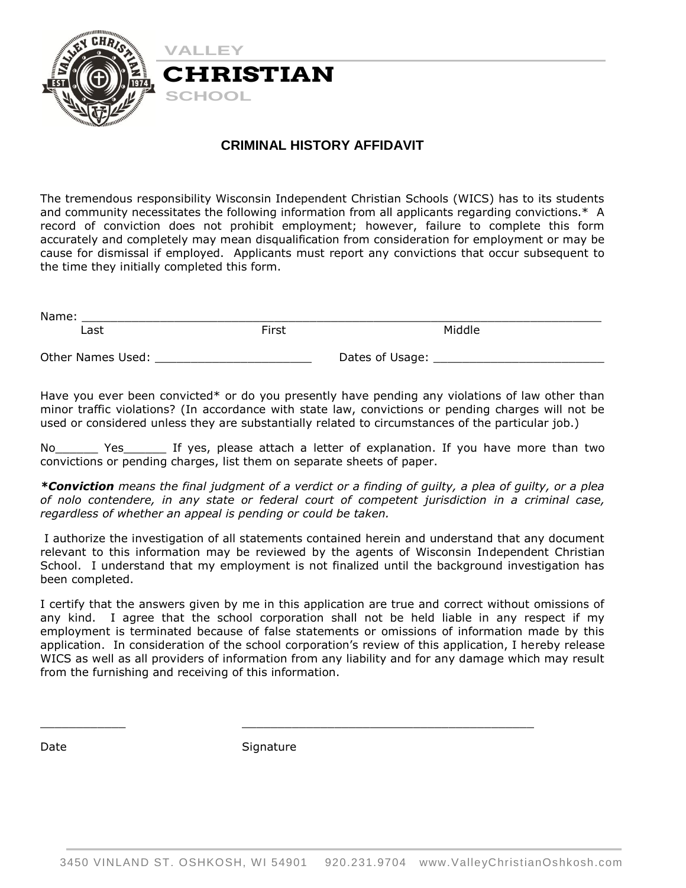VALLEY

**CHRISTIAN**

SCHOOL

## CRIMINAL HISTORY AFFIDAVIT

The tremendous responsibility Wisconsin Independent Christian Schools (WICS) has to its students and community necessitates the following information from all applicants regarding convictions.* A record of conviction does not prohibit employment; however, failure to complete this form accurately and completely may mean disqualification from consideration for employment or may be cause for dismissal if employed. Applicants must report any convictions that occur subsequent to the time they initially completed this form.

Name: ________________________________________________________________________

Last First Middle

Other Names Used: ______________________ Dates of Usage: ________________________

Have you ever been convicted* or do you presently have pending any violations of law other than minor traffic violations? (In accordance with state law, convictions or pending charges will not be used or considered unless they are substantially related to circumstances of the particular job.)

No______ Yes______ If yes, please attach a letter of explanation. If you have more than two convictions or pending charges, list them on separate sheets of paper.

***Conviction** means the final judgment of a verdict or a finding of guilty, a plea of guilty, or a plea of nolo contendere, in any state or federal court of competent jurisdiction in a criminal case, regardless of whether an appeal is pending or could be taken.*

I authorize the investigation of all statements contained herein and understand that any document relevant to this information may be reviewed by the agents of Wisconsin Independent Christian School. I understand that my employment is not finalized until the background investigation has been completed.

I certify that the answers given by me in this application are true and correct without omissions of any kind. I agree that the school corporation shall not be held liable in any respect if my employment is terminated because of false statements or omissions of information made by this application. In consideration of the school corporation's review of this application, I hereby release WICS as well as all providers of information from any liability and for any damage which may result from the furnishing and receiving of this information.

____________ ________________________________________

Date Signature

3450 VINLAND ST. OSHKOSH, WI 54901 920.231.9704 www.ValleyChristianOshkosh.com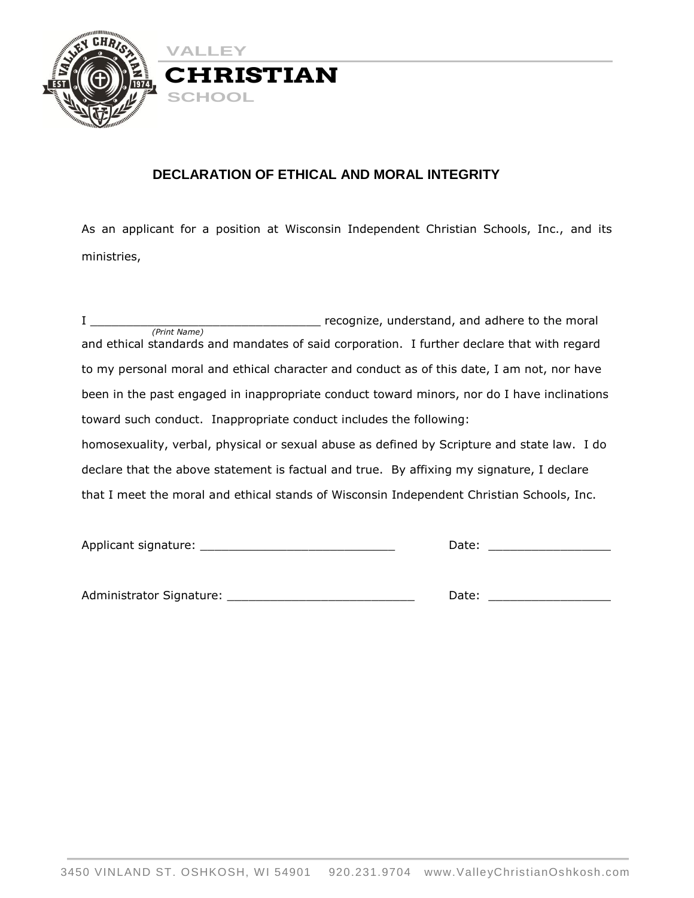VALLEY

**CHRISTIAN**

SCHOOL

## DECLARATION OF ETHICAL AND MORAL INTEGRITY

As an applicant for a position at Wisconsin Independent Christian Schools, Inc., and its ministries,

I ________________________________ recognize, understand, and adhere to the moral
*(Print Name)*
and ethical standards and mandates of said corporation. I further declare that with regard to my personal moral and ethical character and conduct as of this date, I am not, nor have been in the past engaged in inappropriate conduct toward minors, nor do I have inclinations toward such conduct. Inappropriate conduct includes the following:
homosexuality, verbal, physical or sexual abuse as defined by Scripture and state law. I do declare that the above statement is factual and true. By affixing my signature, I declare that I meet the moral and ethical stands of Wisconsin Independent Christian Schools, Inc.

Applicant signature: ___________________________ Date: _________________

Administrator Signature: __________________________ Date: _________________

3450 VINLAND ST. OSHKOSH, WI 54901 920.231.9704 www.ValleyChristianOshkosh.com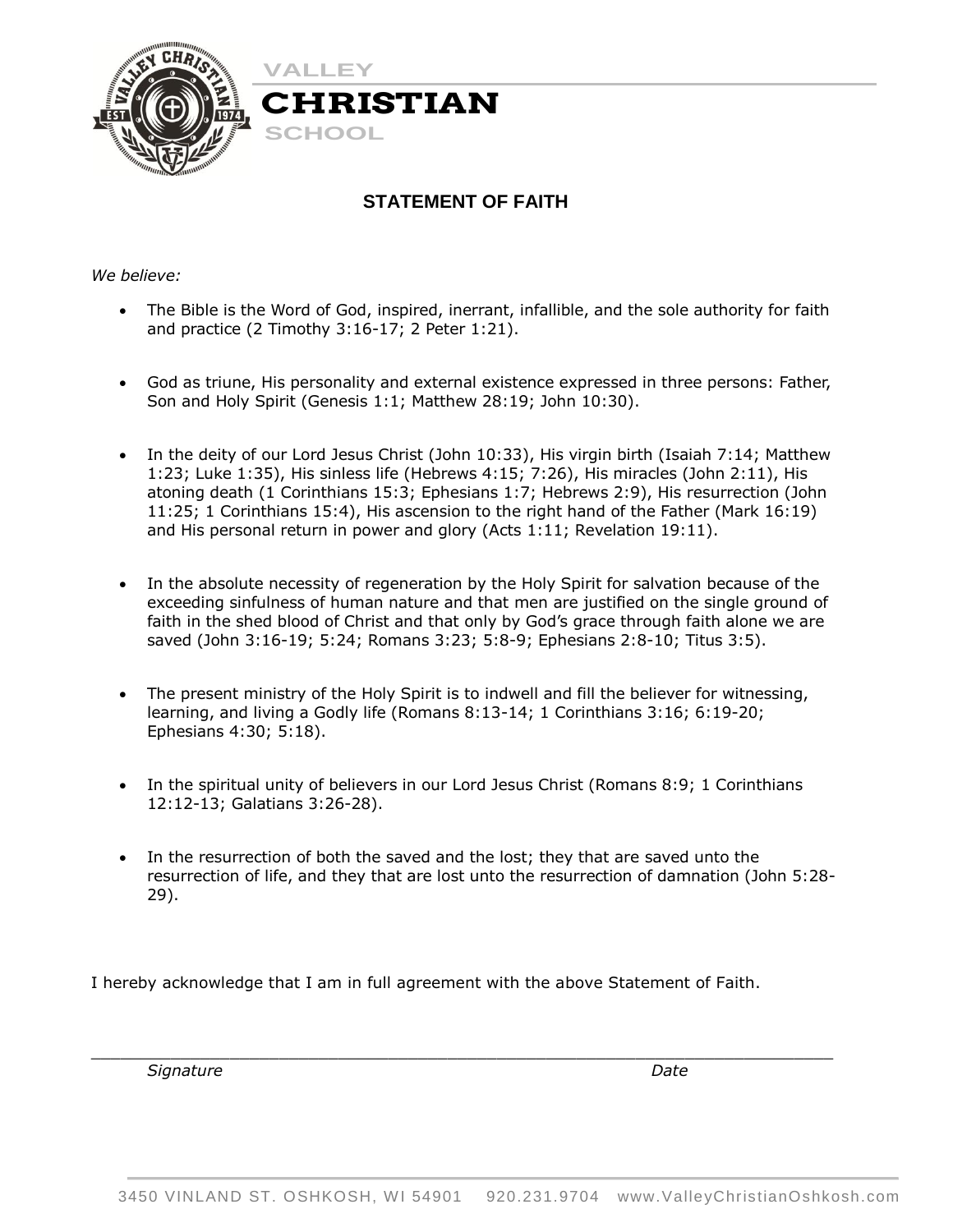VALLEY
# CHRISTIAN
SCHOOL

## STATEMENT OF FAITH

*We believe:*

- The Bible is the Word of God, inspired, inerrant, infallible, and the sole authority for faith and practice (2 Timothy 3:16-17; 2 Peter 1:21).
- God as triune, His personality and external existence expressed in three persons: Father, Son and Holy Spirit (Genesis 1:1; Matthew 28:19; John 10:30).
- In the deity of our Lord Jesus Christ (John 10:33), His virgin birth (Isaiah 7:14; Matthew 1:23; Luke 1:35), His sinless life (Hebrews 4:15; 7:26), His miracles (John 2:11), His atoning death (1 Corinthians 15:3; Ephesians 1:7; Hebrews 2:9), His resurrection (John 11:25; 1 Corinthians 15:4), His ascension to the right hand of the Father (Mark 16:19) and His personal return in power and glory (Acts 1:11; Revelation 19:11).
- In the absolute necessity of regeneration by the Holy Spirit for salvation because of the exceeding sinfulness of human nature and that men are justified on the single ground of faith in the shed blood of Christ and that only by God's grace through faith alone we are saved (John 3:16-19; 5:24; Romans 3:23; 5:8-9; Ephesians 2:8-10; Titus 3:5).
- The present ministry of the Holy Spirit is to indwell and fill the believer for witnessing, learning, and living a Godly life (Romans 8:13-14; 1 Corinthians 3:16; 6:19-20; Ephesians 4:30; 5:18).
- In the spiritual unity of believers in our Lord Jesus Christ (Romans 8:9; 1 Corinthians 12:12-13; Galatians 3:26-28).
- In the resurrection of both the saved and the lost; they that are saved unto the resurrection of life, and they that are lost unto the resurrection of damnation (John 5:28-29).

I hereby acknowledge that I am in full agreement with the above Statement of Faith.

_______________________________________________________________________________

*Signature* *Date*

3450 VINLAND ST. OSHKOSH, WI 54901 920.231.9704 www.ValleyChristianOshkosh.com